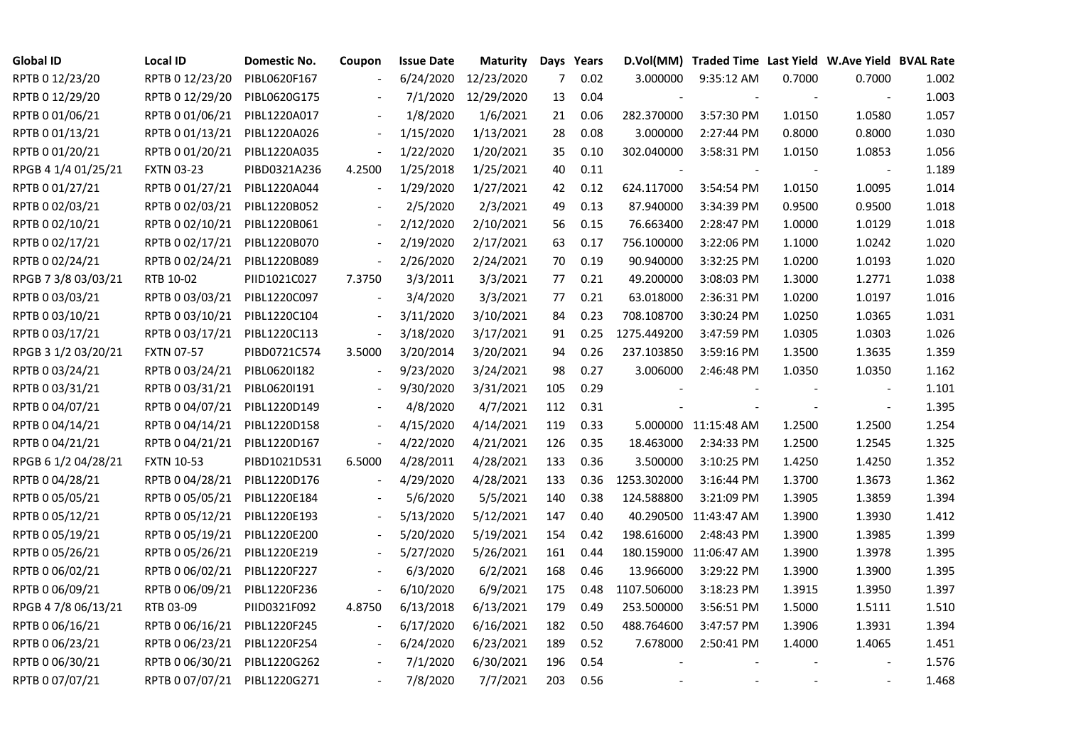| Global ID | Local ID | Domestic No. | Coupon | Issue Date | Maturity | Days | Years | D.Vol(MM) | Traded Time | Last Yield | W.Ave Yield | BVAL Rate |
|---|---|---|---|---|---|---|---|---|---|---|---|---|
| RPTB 0 12/23/20 | RPTB 0 12/23/20 | PIBL0620F167 | - | 6/24/2020 | 12/23/2020 | 7 | 0.02 | 3.000000 | 9:35:12 AM | 0.7000 | 0.7000 | 1.002 |
| RPTB 0 12/29/20 | RPTB 0 12/29/20 | PIBL0620G175 | - | 7/1/2020 | 12/29/2020 | 13 | 0.04 | - | - | - | - | 1.003 |
| RPTB 0 01/06/21 | RPTB 0 01/06/21 | PIBL1220A017 | - | 1/8/2020 | 1/6/2021 | 21 | 0.06 | 282.370000 | 3:57:30 PM | 1.0150 | 1.0580 | 1.057 |
| RPTB 0 01/13/21 | RPTB 0 01/13/21 | PIBL1220A026 | - | 1/15/2020 | 1/13/2021 | 28 | 0.08 | 3.000000 | 2:27:44 PM | 0.8000 | 0.8000 | 1.030 |
| RPTB 0 01/20/21 | RPTB 0 01/20/21 | PIBL1220A035 | - | 1/22/2020 | 1/20/2021 | 35 | 0.10 | 302.040000 | 3:58:31 PM | 1.0150 | 1.0853 | 1.056 |
| RPGB 4 1/4 01/25/21 | FXTN 03-23 | PIBD0321A236 | 4.2500 | 1/25/2018 | 1/25/2021 | 40 | 0.11 | - | - | - | - | 1.189 |
| RPTB 0 01/27/21 | RPTB 0 01/27/21 | PIBL1220A044 | - | 1/29/2020 | 1/27/2021 | 42 | 0.12 | 624.117000 | 3:54:54 PM | 1.0150 | 1.0095 | 1.014 |
| RPTB 0 02/03/21 | RPTB 0 02/03/21 | PIBL1220B052 | - | 2/5/2020 | 2/3/2021 | 49 | 0.13 | 87.940000 | 3:34:39 PM | 0.9500 | 0.9500 | 1.018 |
| RPTB 0 02/10/21 | RPTB 0 02/10/21 | PIBL1220B061 | - | 2/12/2020 | 2/10/2021 | 56 | 0.15 | 76.663400 | 2:28:47 PM | 1.0000 | 1.0129 | 1.018 |
| RPTB 0 02/17/21 | RPTB 0 02/17/21 | PIBL1220B070 | - | 2/19/2020 | 2/17/2021 | 63 | 0.17 | 756.100000 | 3:22:06 PM | 1.1000 | 1.0242 | 1.020 |
| RPTB 0 02/24/21 | RPTB 0 02/24/21 | PIBL1220B089 | - | 2/26/2020 | 2/24/2021 | 70 | 0.19 | 90.940000 | 3:32:25 PM | 1.0200 | 1.0193 | 1.020 |
| RPGB 7 3/8 03/03/21 | RTB 10-02 | PIID1021C027 | 7.3750 | 3/3/2011 | 3/3/2021 | 77 | 0.21 | 49.200000 | 3:08:03 PM | 1.3000 | 1.2771 | 1.038 |
| RPTB 0 03/03/21 | RPTB 0 03/03/21 | PIBL1220C097 | - | 3/4/2020 | 3/3/2021 | 77 | 0.21 | 63.018000 | 2:36:31 PM | 1.0200 | 1.0197 | 1.016 |
| RPTB 0 03/10/21 | RPTB 0 03/10/21 | PIBL1220C104 | - | 3/11/2020 | 3/10/2021 | 84 | 0.23 | 708.108700 | 3:30:24 PM | 1.0250 | 1.0365 | 1.031 |
| RPTB 0 03/17/21 | RPTB 0 03/17/21 | PIBL1220C113 | - | 3/18/2020 | 3/17/2021 | 91 | 0.25 | 1275.449200 | 3:47:59 PM | 1.0305 | 1.0303 | 1.026 |
| RPGB 3 1/2 03/20/21 | FXTN 07-57 | PIBD0721C574 | 3.5000 | 3/20/2014 | 3/20/2021 | 94 | 0.26 | 237.103850 | 3:59:16 PM | 1.3500 | 1.3635 | 1.359 |
| RPTB 0 03/24/21 | RPTB 0 03/24/21 | PIBL0620I182 | - | 9/23/2020 | 3/24/2021 | 98 | 0.27 | 3.006000 | 2:46:48 PM | 1.0350 | 1.0350 | 1.162 |
| RPTB 0 03/31/21 | RPTB 0 03/31/21 | PIBL0620I191 | - | 9/30/2020 | 3/31/2021 | 105 | 0.29 | - | - | - | - | 1.101 |
| RPTB 0 04/07/21 | RPTB 0 04/07/21 | PIBL1220D149 | - | 4/8/2020 | 4/7/2021 | 112 | 0.31 | - | - | - | - | 1.395 |
| RPTB 0 04/14/21 | RPTB 0 04/14/21 | PIBL1220D158 | - | 4/15/2020 | 4/14/2021 | 119 | 0.33 | 5.000000 | 11:15:48 AM | 1.2500 | 1.2500 | 1.254 |
| RPTB 0 04/21/21 | RPTB 0 04/21/21 | PIBL1220D167 | - | 4/22/2020 | 4/21/2021 | 126 | 0.35 | 18.463000 | 2:34:33 PM | 1.2500 | 1.2545 | 1.325 |
| RPGB 6 1/2 04/28/21 | FXTN 10-53 | PIBD1021D531 | 6.5000 | 4/28/2011 | 4/28/2021 | 133 | 0.36 | 3.500000 | 3:10:25 PM | 1.4250 | 1.4250 | 1.352 |
| RPTB 0 04/28/21 | RPTB 0 04/28/21 | PIBL1220D176 | - | 4/29/2020 | 4/28/2021 | 133 | 0.36 | 1253.302000 | 3:16:44 PM | 1.3700 | 1.3673 | 1.362 |
| RPTB 0 05/05/21 | RPTB 0 05/05/21 | PIBL1220E184 | - | 5/6/2020 | 5/5/2021 | 140 | 0.38 | 124.588800 | 3:21:09 PM | 1.3905 | 1.3859 | 1.394 |
| RPTB 0 05/12/21 | RPTB 0 05/12/21 | PIBL1220E193 | - | 5/13/2020 | 5/12/2021 | 147 | 0.40 | 40.290500 | 11:43:47 AM | 1.3900 | 1.3930 | 1.412 |
| RPTB 0 05/19/21 | RPTB 0 05/19/21 | PIBL1220E200 | - | 5/20/2020 | 5/19/2021 | 154 | 0.42 | 198.616000 | 2:48:43 PM | 1.3900 | 1.3985 | 1.399 |
| RPTB 0 05/26/21 | RPTB 0 05/26/21 | PIBL1220E219 | - | 5/27/2020 | 5/26/2021 | 161 | 0.44 | 180.159000 | 11:06:47 AM | 1.3900 | 1.3978 | 1.395 |
| RPTB 0 06/02/21 | RPTB 0 06/02/21 | PIBL1220F227 | - | 6/3/2020 | 6/2/2021 | 168 | 0.46 | 13.966000 | 3:29:22 PM | 1.3900 | 1.3900 | 1.395 |
| RPTB 0 06/09/21 | RPTB 0 06/09/21 | PIBL1220F236 | - | 6/10/2020 | 6/9/2021 | 175 | 0.48 | 1107.506000 | 3:18:23 PM | 1.3915 | 1.3950 | 1.397 |
| RPGB 4 7/8 06/13/21 | RTB 03-09 | PIID0321F092 | 4.8750 | 6/13/2018 | 6/13/2021 | 179 | 0.49 | 253.500000 | 3:56:51 PM | 1.5000 | 1.5111 | 1.510 |
| RPTB 0 06/16/21 | RPTB 0 06/16/21 | PIBL1220F245 | - | 6/17/2020 | 6/16/2021 | 182 | 0.50 | 488.764600 | 3:47:57 PM | 1.3906 | 1.3931 | 1.394 |
| RPTB 0 06/23/21 | RPTB 0 06/23/21 | PIBL1220F254 | - | 6/24/2020 | 6/23/2021 | 189 | 0.52 | 7.678000 | 2:50:41 PM | 1.4000 | 1.4065 | 1.451 |
| RPTB 0 06/30/21 | RPTB 0 06/30/21 | PIBL1220G262 | - | 7/1/2020 | 6/30/2021 | 196 | 0.54 | - | - | - | - | 1.576 |
| RPTB 0 07/07/21 | RPTB 0 07/07/21 | PIBL1220G271 | - | 7/8/2020 | 7/7/2021 | 203 | 0.56 | - | - | - | - | 1.468 |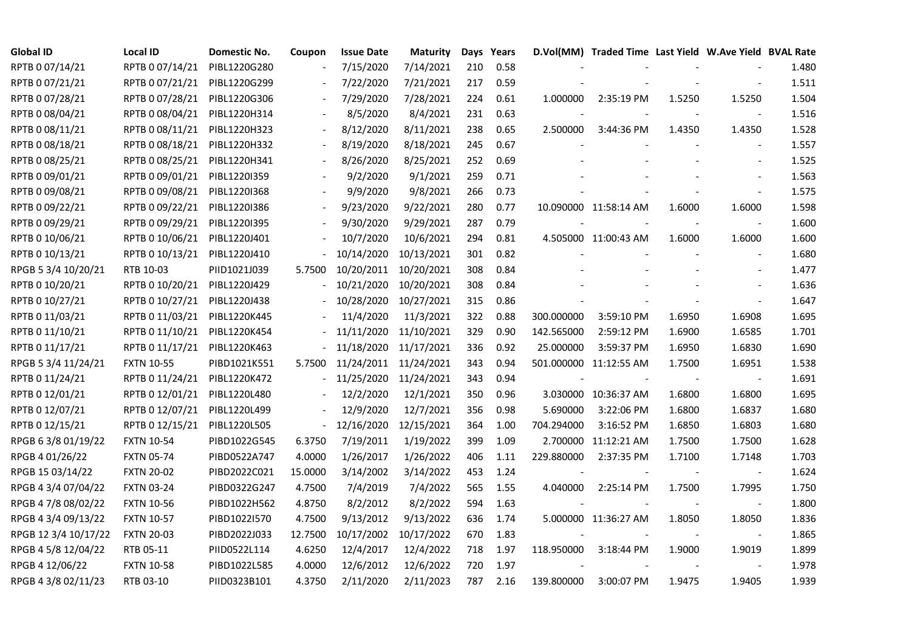| Global ID | Local ID | Domestic No. | Coupon | Issue Date | Maturity | Days | Years | D.Vol(MM) | Traded Time | Last Yield | W.Ave Yield | BVAL Rate |
|---|---|---|---|---|---|---|---|---|---|---|---|---|
| RPTB 0 07/14/21 | RPTB 0 07/14/21 | PIBL1220G280 | - | 7/15/2020 | 7/14/2021 | 210 | 0.58 | - | - | - | - | 1.480 |
| RPTB 0 07/21/21 | RPTB 0 07/21/21 | PIBL1220G299 | - | 7/22/2020 | 7/21/2021 | 217 | 0.59 | - | - | - | - | 1.511 |
| RPTB 0 07/28/21 | RPTB 0 07/28/21 | PIBL1220G306 | - | 7/29/2020 | 7/28/2021 | 224 | 0.61 | 1.000000 | 2:35:19 PM | 1.5250 | 1.5250 | 1.504 |
| RPTB 0 08/04/21 | RPTB 0 08/04/21 | PIBL1220H314 | - | 8/5/2020 | 8/4/2021 | 231 | 0.63 | - | - | - | - | 1.516 |
| RPTB 0 08/11/21 | RPTB 0 08/11/21 | PIBL1220H323 | - | 8/12/2020 | 8/11/2021 | 238 | 0.65 | 2.500000 | 3:44:36 PM | 1.4350 | 1.4350 | 1.528 |
| RPTB 0 08/18/21 | RPTB 0 08/18/21 | PIBL1220H332 | - | 8/19/2020 | 8/18/2021 | 245 | 0.67 | - | - | - | - | 1.557 |
| RPTB 0 08/25/21 | RPTB 0 08/25/21 | PIBL1220H341 | - | 8/26/2020 | 8/25/2021 | 252 | 0.69 | - | - | - | - | 1.525 |
| RPTB 0 09/01/21 | RPTB 0 09/01/21 | PIBL1220I359 | - | 9/2/2020 | 9/1/2021 | 259 | 0.71 | - | - | - | - | 1.563 |
| RPTB 0 09/08/21 | RPTB 0 09/08/21 | PIBL1220I368 | - | 9/9/2020 | 9/8/2021 | 266 | 0.73 | - | - | - | - | 1.575 |
| RPTB 0 09/22/21 | RPTB 0 09/22/21 | PIBL1220I386 | - | 9/23/2020 | 9/22/2021 | 280 | 0.77 | 10.090000 | 11:58:14 AM | 1.6000 | 1.6000 | 1.598 |
| RPTB 0 09/29/21 | RPTB 0 09/29/21 | PIBL1220I395 | - | 9/30/2020 | 9/29/2021 | 287 | 0.79 | - | - | - | - | 1.600 |
| RPTB 0 10/06/21 | RPTB 0 10/06/21 | PIBL1220J401 | - | 10/7/2020 | 10/6/2021 | 294 | 0.81 | 4.505000 | 11:00:43 AM | 1.6000 | 1.6000 | 1.600 |
| RPTB 0 10/13/21 | RPTB 0 10/13/21 | PIBL1220J410 | - | 10/14/2020 | 10/13/2021 | 301 | 0.82 | - | - | - | - | 1.680 |
| RPGB 5 3/4 10/20/21 | RTB 10-03 | PIID1021J039 | 5.7500 | 10/20/2011 | 10/20/2021 | 308 | 0.84 | - | - | - | - | 1.477 |
| RPTB 0 10/20/21 | RPTB 0 10/20/21 | PIBL1220J429 | - | 10/21/2020 | 10/20/2021 | 308 | 0.84 | - | - | - | - | 1.636 |
| RPTB 0 10/27/21 | RPTB 0 10/27/21 | PIBL1220J438 | - | 10/28/2020 | 10/27/2021 | 315 | 0.86 | - | - | - | - | 1.647 |
| RPTB 0 11/03/21 | RPTB 0 11/03/21 | PIBL1220K445 | - | 11/4/2020 | 11/3/2021 | 322 | 0.88 | 300.000000 | 3:59:10 PM | 1.6950 | 1.6908 | 1.695 |
| RPTB 0 11/10/21 | RPTB 0 11/10/21 | PIBL1220K454 | - | 11/11/2020 | 11/10/2021 | 329 | 0.90 | 142.565000 | 2:59:12 PM | 1.6900 | 1.6585 | 1.701 |
| RPTB 0 11/17/21 | RPTB 0 11/17/21 | PIBL1220K463 | - | 11/18/2020 | 11/17/2021 | 336 | 0.92 | 25.000000 | 3:59:37 PM | 1.6950 | 1.6830 | 1.690 |
| RPGB 5 3/4 11/24/21 | FXTN 10-55 | PIBD1021K551 | 5.7500 | 11/24/2011 | 11/24/2021 | 343 | 0.94 | 501.000000 | 11:12:55 AM | 1.7500 | 1.6951 | 1.538 |
| RPTB 0 11/24/21 | RPTB 0 11/24/21 | PIBL1220K472 | - | 11/25/2020 | 11/24/2021 | 343 | 0.94 | - | - | - | - | 1.691 |
| RPTB 0 12/01/21 | RPTB 0 12/01/21 | PIBL1220L480 | - | 12/2/2020 | 12/1/2021 | 350 | 0.96 | 3.030000 | 10:36:37 AM | 1.6800 | 1.6800 | 1.695 |
| RPTB 0 12/07/21 | RPTB 0 12/07/21 | PIBL1220L499 | - | 12/9/2020 | 12/7/2021 | 356 | 0.98 | 5.690000 | 3:22:06 PM | 1.6800 | 1.6837 | 1.680 |
| RPTB 0 12/15/21 | RPTB 0 12/15/21 | PIBL1220L505 | - | 12/16/2020 | 12/15/2021 | 364 | 1.00 | 704.294000 | 3:16:52 PM | 1.6850 | 1.6803 | 1.680 |
| RPGB 6 3/8 01/19/22 | FXTN 10-54 | PIBD1022G545 | 6.3750 | 7/19/2011 | 1/19/2022 | 399 | 1.09 | 2.700000 | 11:12:21 AM | 1.7500 | 1.7500 | 1.628 |
| RPGB 4 01/26/22 | FXTN 05-74 | PIBD0522A747 | 4.0000 | 1/26/2017 | 1/26/2022 | 406 | 1.11 | 229.880000 | 2:37:35 PM | 1.7100 | 1.7148 | 1.703 |
| RPGB 15 03/14/22 | FXTN 20-02 | PIBD2022C021 | 15.0000 | 3/14/2002 | 3/14/2022 | 453 | 1.24 | - | - | - | - | 1.624 |
| RPGB 4 3/4 07/04/22 | FXTN 03-24 | PIBD0322G247 | 4.7500 | 7/4/2019 | 7/4/2022 | 565 | 1.55 | 4.040000 | 2:25:14 PM | 1.7500 | 1.7995 | 1.750 |
| RPGB 4 7/8 08/02/22 | FXTN 10-56 | PIBD1022H562 | 4.8750 | 8/2/2012 | 8/2/2022 | 594 | 1.63 | - | - | - | - | 1.800 |
| RPGB 4 3/4 09/13/22 | FXTN 10-57 | PIBD1022I570 | 4.7500 | 9/13/2012 | 9/13/2022 | 636 | 1.74 | 5.000000 | 11:36:27 AM | 1.8050 | 1.8050 | 1.836 |
| RPGB 12 3/4 10/17/22 | FXTN 20-03 | PIBD2022J033 | 12.7500 | 10/17/2002 | 10/17/2022 | 670 | 1.83 | - | - | - | - | 1.865 |
| RPGB 4 5/8 12/04/22 | RTB 05-11 | PIID0522L114 | 4.6250 | 12/4/2017 | 12/4/2022 | 718 | 1.97 | 118.950000 | 3:18:44 PM | 1.9000 | 1.9019 | 1.899 |
| RPGB 4 12/06/22 | FXTN 10-58 | PIBD1022L585 | 4.0000 | 12/6/2012 | 12/6/2022 | 720 | 1.97 | - | - | - | - | 1.978 |
| RPGB 4 3/8 02/11/23 | RTB 03-10 | PIID0323B101 | 4.3750 | 2/11/2020 | 2/11/2023 | 787 | 2.16 | 139.800000 | 3:00:07 PM | 1.9475 | 1.9405 | 1.939 |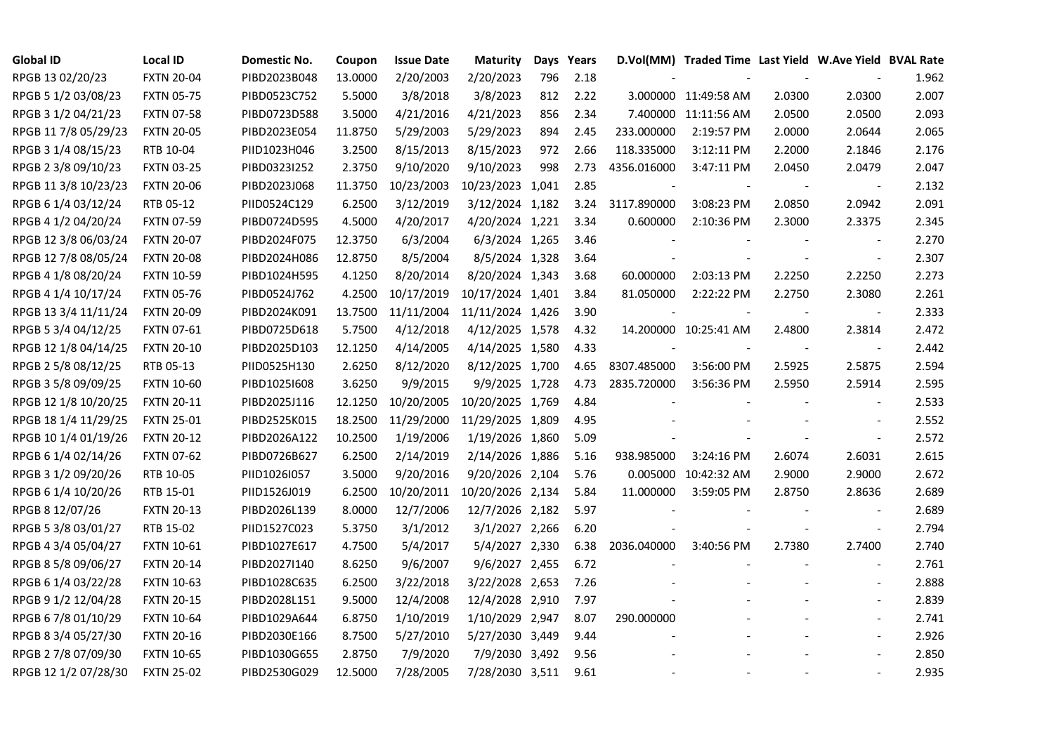| Global ID | Local ID | Domestic No. | Coupon | Issue Date | Maturity | Days | Years | D.Vol(MM) | Traded Time | Last Yield | W.Ave Yield | BVAL Rate |
|---|---|---|---|---|---|---|---|---|---|---|---|---|
| RPGB 13 02/20/23 | FXTN 20-04 | PIBD2023B048 | 13.0000 | 2/20/2003 | 2/20/2023 | 796 | 2.18 | - | - | - | - | 1.962 |
| RPGB 5 1/2 03/08/23 | FXTN 05-75 | PIBD0523C752 | 5.5000 | 3/8/2018 | 3/8/2023 | 812 | 2.22 | 3.000000 | 11:49:58 AM | 2.0300 | 2.0300 | 2.007 |
| RPGB 3 1/2 04/21/23 | FXTN 07-58 | PIBD0723D588 | 3.5000 | 4/21/2016 | 4/21/2023 | 856 | 2.34 | 7.400000 | 11:11:56 AM | 2.0500 | 2.0500 | 2.093 |
| RPGB 11 7/8 05/29/23 | FXTN 20-05 | PIBD2023E054 | 11.8750 | 5/29/2003 | 5/29/2023 | 894 | 2.45 | 233.000000 | 2:19:57 PM | 2.0000 | 2.0644 | 2.065 |
| RPGB 3 1/4 08/15/23 | RTB 10-04 | PIID1023H046 | 3.2500 | 8/15/2013 | 8/15/2023 | 972 | 2.66 | 118.335000 | 3:12:11 PM | 2.2000 | 2.1846 | 2.176 |
| RPGB 2 3/8 09/10/23 | FXTN 03-25 | PIBD0323I252 | 2.3750 | 9/10/2020 | 9/10/2023 | 998 | 2.73 | 4356.016000 | 3:47:11 PM | 2.0450 | 2.0479 | 2.047 |
| RPGB 11 3/8 10/23/23 | FXTN 20-06 | PIBD2023J068 | 11.3750 | 10/23/2003 | 10/23/2023 | 1,041 | 2.85 | - | - | - | - | 2.132 |
| RPGB 6 1/4 03/12/24 | RTB 05-12 | PIID0524C129 | 6.2500 | 3/12/2019 | 3/12/2024 | 1,182 | 3.24 | 3117.890000 | 3:08:23 PM | 2.0850 | 2.0942 | 2.091 |
| RPGB 4 1/2 04/20/24 | FXTN 07-59 | PIBD0724D595 | 4.5000 | 4/20/2017 | 4/20/2024 | 1,221 | 3.34 | 0.600000 | 2:10:36 PM | 2.3000 | 2.3375 | 2.345 |
| RPGB 12 3/8 06/03/24 | FXTN 20-07 | PIBD2024F075 | 12.3750 | 6/3/2004 | 6/3/2024 | 1,265 | 3.46 | - | - | - | - | 2.270 |
| RPGB 12 7/8 08/05/24 | FXTN 20-08 | PIBD2024H086 | 12.8750 | 8/5/2004 | 8/5/2024 | 1,328 | 3.64 | - | - | - | - | 2.307 |
| RPGB 4 1/8 08/20/24 | FXTN 10-59 | PIBD1024H595 | 4.1250 | 8/20/2014 | 8/20/2024 | 1,343 | 3.68 | 60.000000 | 2:03:13 PM | 2.2250 | 2.2250 | 2.273 |
| RPGB 4 1/4 10/17/24 | FXTN 05-76 | PIBD0524J762 | 4.2500 | 10/17/2019 | 10/17/2024 | 1,401 | 3.84 | 81.050000 | 2:22:22 PM | 2.2750 | 2.3080 | 2.261 |
| RPGB 13 3/4 11/11/24 | FXTN 20-09 | PIBD2024K091 | 13.7500 | 11/11/2004 | 11/11/2024 | 1,426 | 3.90 | - | - | - | - | 2.333 |
| RPGB 5 3/4 04/12/25 | FXTN 07-61 | PIBD0725D618 | 5.7500 | 4/12/2018 | 4/12/2025 | 1,578 | 4.32 | 14.200000 | 10:25:41 AM | 2.4800 | 2.3814 | 2.472 |
| RPGB 12 1/8 04/14/25 | FXTN 20-10 | PIBD2025D103 | 12.1250 | 4/14/2005 | 4/14/2025 | 1,580 | 4.33 | - | - | - | - | 2.442 |
| RPGB 2 5/8 08/12/25 | RTB 05-13 | PIID0525H130 | 2.6250 | 8/12/2020 | 8/12/2025 | 1,700 | 4.65 | 8307.485000 | 3:56:00 PM | 2.5925 | 2.5875 | 2.594 |
| RPGB 3 5/8 09/09/25 | FXTN 10-60 | PIBD1025I608 | 3.6250 | 9/9/2015 | 9/9/2025 | 1,728 | 4.73 | 2835.720000 | 3:56:36 PM | 2.5950 | 2.5914 | 2.595 |
| RPGB 12 1/8 10/20/25 | FXTN 20-11 | PIBD2025J116 | 12.1250 | 10/20/2005 | 10/20/2025 | 1,769 | 4.84 | - | - | - | - | 2.533 |
| RPGB 18 1/4 11/29/25 | FXTN 25-01 | PIBD2525K015 | 18.2500 | 11/29/2000 | 11/29/2025 | 1,809 | 4.95 | - | - | - | - | 2.552 |
| RPGB 10 1/4 01/19/26 | FXTN 20-12 | PIBD2026A122 | 10.2500 | 1/19/2006 | 1/19/2026 | 1,860 | 5.09 | - | - | - | - | 2.572 |
| RPGB 6 1/4 02/14/26 | FXTN 07-62 | PIBD0726B627 | 6.2500 | 2/14/2019 | 2/14/2026 | 1,886 | 5.16 | 938.985000 | 3:24:16 PM | 2.6074 | 2.6031 | 2.615 |
| RPGB 3 1/2 09/20/26 | RTB 10-05 | PIID1026I057 | 3.5000 | 9/20/2016 | 9/20/2026 | 2,104 | 5.76 | 0.005000 | 10:42:32 AM | 2.9000 | 2.9000 | 2.672 |
| RPGB 6 1/4 10/20/26 | RTB 15-01 | PIID1526J019 | 6.2500 | 10/20/2011 | 10/20/2026 | 2,134 | 5.84 | 11.000000 | 3:59:05 PM | 2.8750 | 2.8636 | 2.689 |
| RPGB 8 12/07/26 | FXTN 20-13 | PIBD2026L139 | 8.0000 | 12/7/2006 | 12/7/2026 | 2,182 | 5.97 | - | - | - | - | 2.689 |
| RPGB 5 3/8 03/01/27 | RTB 15-02 | PIID1527C023 | 5.3750 | 3/1/2012 | 3/1/2027 | 2,266 | 6.20 | - | - | - | - | 2.794 |
| RPGB 4 3/4 05/04/27 | FXTN 10-61 | PIBD1027E617 | 4.7500 | 5/4/2017 | 5/4/2027 | 2,330 | 6.38 | 2036.040000 | 3:40:56 PM | 2.7380 | 2.7400 | 2.740 |
| RPGB 8 5/8 09/06/27 | FXTN 20-14 | PIBD2027I140 | 8.6250 | 9/6/2007 | 9/6/2027 | 2,455 | 6.72 | - | - | - | - | 2.761 |
| RPGB 6 1/4 03/22/28 | FXTN 10-63 | PIBD1028C635 | 6.2500 | 3/22/2018 | 3/22/2028 | 2,653 | 7.26 | - | - | - | - | 2.888 |
| RPGB 9 1/2 12/04/28 | FXTN 20-15 | PIBD2028L151 | 9.5000 | 12/4/2008 | 12/4/2028 | 2,910 | 7.97 | - | - | - | - | 2.839 |
| RPGB 6 7/8 01/10/29 | FXTN 10-64 | PIBD1029A644 | 6.8750 | 1/10/2019 | 1/10/2029 | 2,947 | 8.07 | 290.000000 | - | - | - | 2.741 |
| RPGB 8 3/4 05/27/30 | FXTN 20-16 | PIBD2030E166 | 8.7500 | 5/27/2010 | 5/27/2030 | 3,449 | 9.44 | - | - | - | - | 2.926 |
| RPGB 2 7/8 07/09/30 | FXTN 10-65 | PIBD1030G655 | 2.8750 | 7/9/2020 | 7/9/2030 | 3,492 | 9.56 | - | - | - | - | 2.850 |
| RPGB 12 1/2 07/28/30 | FXTN 25-02 | PIBD2530G029 | 12.5000 | 7/28/2005 | 7/28/2030 | 3,511 | 9.61 | - | - | - | - | 2.935 |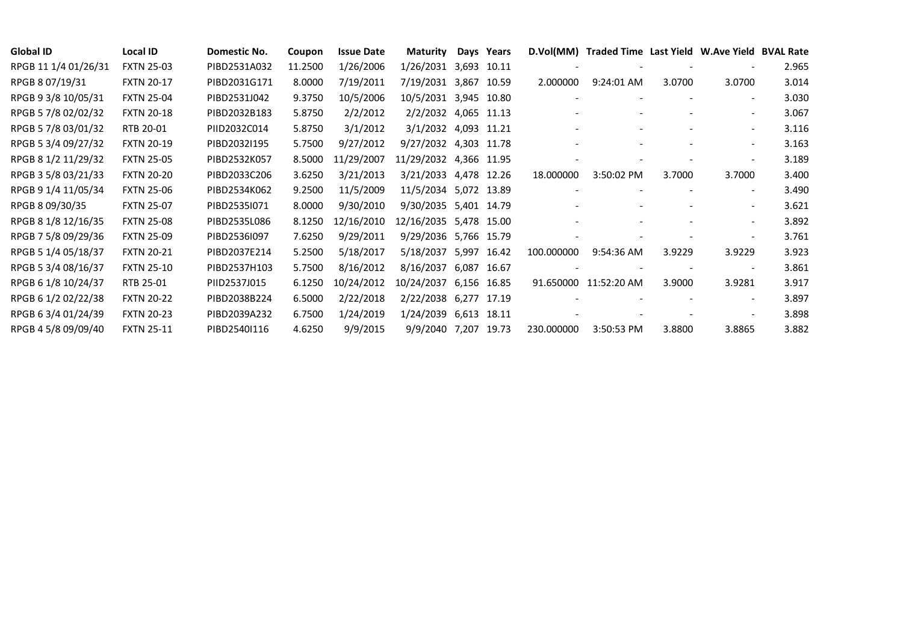| Global ID | Local ID | Domestic No. | Coupon | Issue Date | Maturity | Days | Years | D.Vol(MM) | Traded Time | Last Yield | W.Ave Yield | BVAL Rate |
|---|---|---|---|---|---|---|---|---|---|---|---|---|
| RPGB 11 1/4 01/26/31 | FXTN 25-03 | PIBD2531A032 | 11.2500 | 1/26/2006 | 1/26/2031 | 3,693 | 10.11 | - | - | - | - | 2.965 |
| RPGB 8 07/19/31 | FXTN 20-17 | PIBD2031G171 | 8.0000 | 7/19/2011 | 7/19/2031 | 3,867 | 10.59 | 2.000000 | 9:24:01 AM | 3.0700 | 3.0700 | 3.014 |
| RPGB 9 3/8 10/05/31 | FXTN 25-04 | PIBD2531J042 | 9.3750 | 10/5/2006 | 10/5/2031 | 3,945 | 10.80 | - | - | - | - | 3.030 |
| RPGB 5 7/8 02/02/32 | FXTN 20-18 | PIBD2032B183 | 5.8750 | 2/2/2012 | 2/2/2032 | 4,065 | 11.13 | - | - | - | - | 3.067 |
| RPGB 5 7/8 03/01/32 | RTB 20-01 | PIID2032C014 | 5.8750 | 3/1/2012 | 3/1/2032 | 4,093 | 11.21 | - | - | - | - | 3.116 |
| RPGB 5 3/4 09/27/32 | FXTN 20-19 | PIBD2032I195 | 5.7500 | 9/27/2012 | 9/27/2032 | 4,303 | 11.78 | - | - | - | - | 3.163 |
| RPGB 8 1/2 11/29/32 | FXTN 25-05 | PIBD2532K057 | 8.5000 | 11/29/2007 | 11/29/2032 | 4,366 | 11.95 | - | - | - | - | 3.189 |
| RPGB 3 5/8 03/21/33 | FXTN 20-20 | PIBD2033C206 | 3.6250 | 3/21/2013 | 3/21/2033 | 4,478 | 12.26 | 18.000000 | 3:50:02 PM | 3.7000 | 3.7000 | 3.400 |
| RPGB 9 1/4 11/05/34 | FXTN 25-06 | PIBD2534K062 | 9.2500 | 11/5/2009 | 11/5/2034 | 5,072 | 13.89 | - | - | - | - | 3.490 |
| RPGB 8 09/30/35 | FXTN 25-07 | PIBD2535I071 | 8.0000 | 9/30/2010 | 9/30/2035 | 5,401 | 14.79 | - | - | - | - | 3.621 |
| RPGB 8 1/8 12/16/35 | FXTN 25-08 | PIBD2535L086 | 8.1250 | 12/16/2010 | 12/16/2035 | 5,478 | 15.00 | - | - | - | - | 3.892 |
| RPGB 7 5/8 09/29/36 | FXTN 25-09 | PIBD2536I097 | 7.6250 | 9/29/2011 | 9/29/2036 | 5,766 | 15.79 | - | - | - | - | 3.761 |
| RPGB 5 1/4 05/18/37 | FXTN 20-21 | PIBD2037E214 | 5.2500 | 5/18/2017 | 5/18/2037 | 5,997 | 16.42 | 100.000000 | 9:54:36 AM | 3.9229 | 3.9229 | 3.923 |
| RPGB 5 3/4 08/16/37 | FXTN 25-10 | PIBD2537H103 | 5.7500 | 8/16/2012 | 8/16/2037 | 6,087 | 16.67 | - | - | - | - | 3.861 |
| RPGB 6 1/8 10/24/37 | RTB 25-01 | PIID2537J015 | 6.1250 | 10/24/2012 | 10/24/2037 | 6,156 | 16.85 | 91.650000 | 11:52:20 AM | 3.9000 | 3.9281 | 3.917 |
| RPGB 6 1/2 02/22/38 | FXTN 20-22 | PIBD2038B224 | 6.5000 | 2/22/2018 | 2/22/2038 | 6,277 | 17.19 | - | - | - | - | 3.897 |
| RPGB 6 3/4 01/24/39 | FXTN 20-23 | PIBD2039A232 | 6.7500 | 1/24/2019 | 1/24/2039 | 6,613 | 18.11 | - | - | - | - | 3.898 |
| RPGB 4 5/8 09/09/40 | FXTN 25-11 | PIBD2540I116 | 4.6250 | 9/9/2015 | 9/9/2040 | 7,207 | 19.73 | 230.000000 | 3:50:53 PM | 3.8800 | 3.8865 | 3.882 |